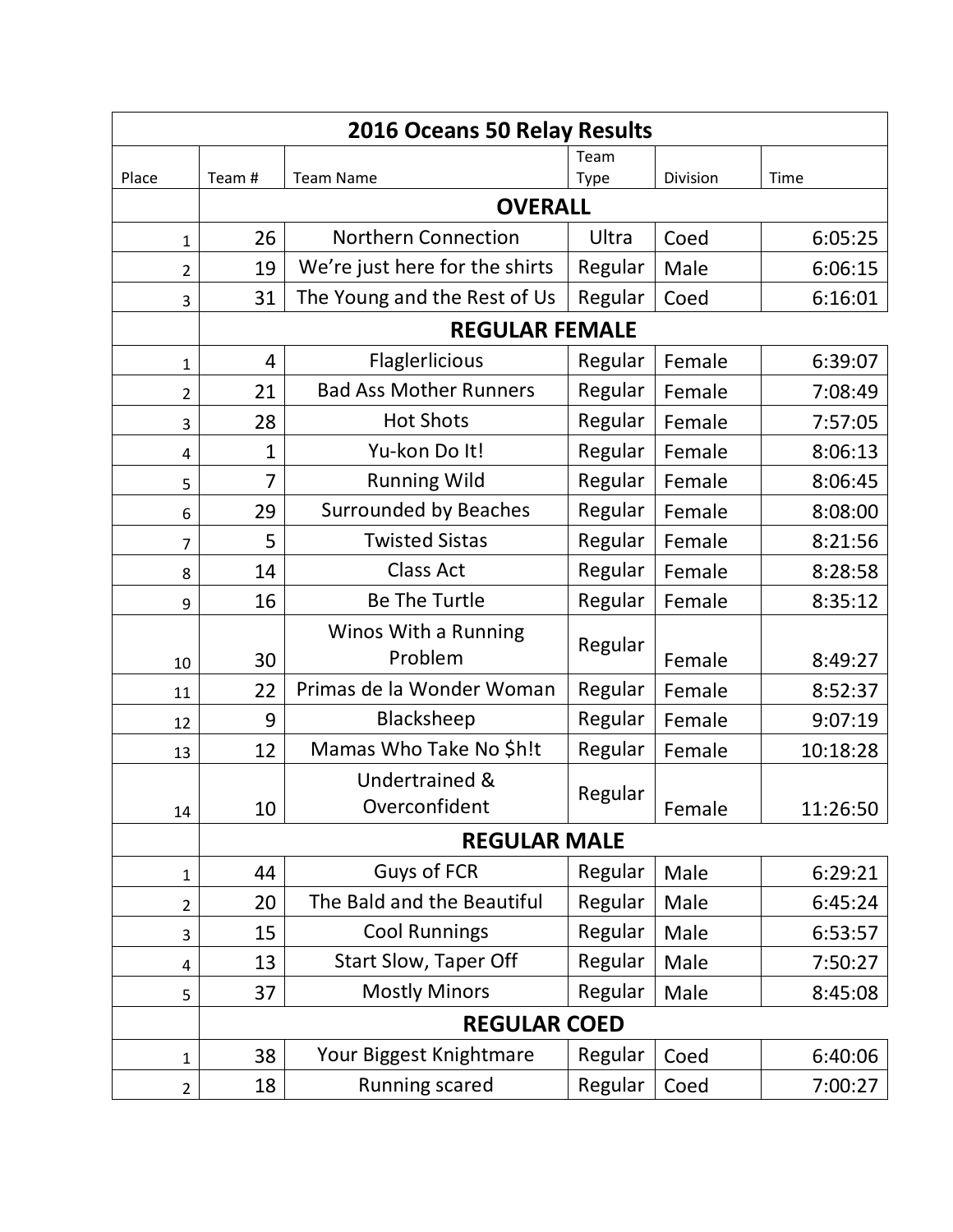| 2016 Oceans 50 Relay Results | | | | | |
|---|---|---|---|---|---|
| Place | Team # | Team Name | Team Type | Division | Time |
| | **OVERALL** | | | | |
| 1 | 26 | Northern Connection | Ultra | Coed | 6:05:25 |
| 2 | 19 | We're just here for the shirts | Regular | Male | 6:06:15 |
| 3 | 31 | The Young and the Rest of Us | Regular | Coed | 6:16:01 |
| | **REGULAR FEMALE** | | | | |
| 1 | 4 | Flaglerlicious | Regular | Female | 6:39:07 |
| 2 | 21 | Bad Ass Mother Runners | Regular | Female | 7:08:49 |
| 3 | 28 | Hot Shots | Regular | Female | 7:57:05 |
| 4 | 1 | Yu-kon Do It! | Regular | Female | 8:06:13 |
| 5 | 7 | Running Wild | Regular | Female | 8:06:45 |
| 6 | 29 | Surrounded by Beaches | Regular | Female | 8:08:00 |
| 7 | 5 | Twisted Sistas | Regular | Female | 8:21:56 |
| 8 | 14 | Class Act | Regular | Female | 8:28:58 |
| 9 | 16 | Be The Turtle | Regular | Female | 8:35:12 |
| 10 | 30 | Winos With a Running Problem | Regular | Female | 8:49:27 |
| 11 | 22 | Primas de la Wonder Woman | Regular | Female | 8:52:37 |
| 12 | 9 | Blacksheep | Regular | Female | 9:07:19 |
| 13 | 12 | Mamas Who Take No $h!t | Regular | Female | 10:18:28 |
| 14 | 10 | Undertrained & Overconfident | Regular | Female | 11:26:50 |
| | **REGULAR MALE** | | | | |
| 1 | 44 | Guys of FCR | Regular | Male | 6:29:21 |
| 2 | 20 | The Bald and the Beautiful | Regular | Male | 6:45:24 |
| 3 | 15 | Cool Runnings | Regular | Male | 6:53:57 |
| 4 | 13 | Start Slow, Taper Off | Regular | Male | 7:50:27 |
| 5 | 37 | Mostly Minors | Regular | Male | 8:45:08 |
| | **REGULAR COED** | | | | |
| 1 | 38 | Your Biggest Knightmare | Regular | Coed | 6:40:06 |
| 2 | 18 | Running scared | Regular | Coed | 7:00:27 |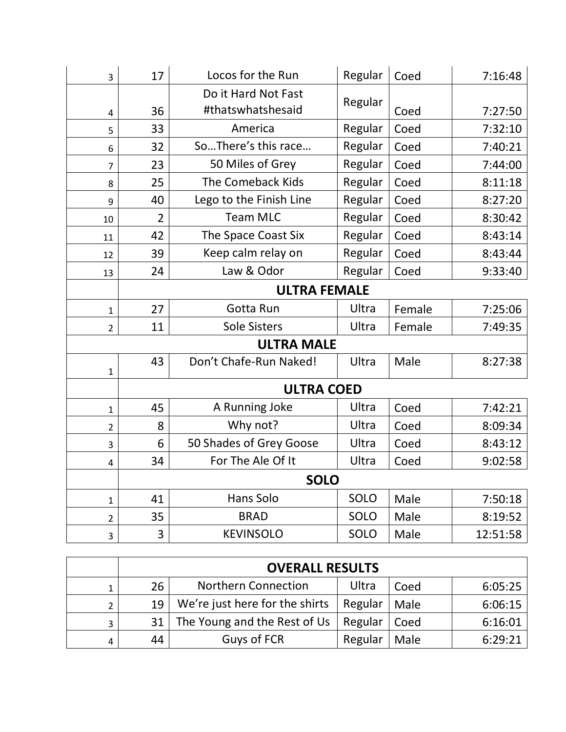| | | | | | |
|---|---|---|---|---|---|
| 3 | 17 | Locos for the Run | Regular | Coed | 7:16:48 |
| 4 | 36 | Do it Hard Not Fast #thatswhatshesaid | Regular | Coed | 7:27:50 |
| 5 | 33 | America | Regular | Coed | 7:32:10 |
| 6 | 32 | So…There's this race… | Regular | Coed | 7:40:21 |
| 7 | 23 | 50 Miles of Grey | Regular | Coed | 7:44:00 |
| 8 | 25 | The Comeback Kids | Regular | Coed | 8:11:18 |
| 9 | 40 | Lego to the Finish Line | Regular | Coed | 8:27:20 |
| 10 | 2 | Team MLC | Regular | Coed | 8:30:42 |
| 11 | 42 | The Space Coast Six | Regular | Coed | 8:43:14 |
| 12 | 39 | Keep calm relay on | Regular | Coed | 8:43:44 |
| 13 | 24 | Law & Odor | Regular | Coed | 9:33:40 |
| | **ULTRA FEMALE** | | | | |
| 1 | 27 | Gotta Run | Ultra | Female | 7:25:06 |
| 2 | 11 | Sole Sisters | Ultra | Female | 7:49:35 |
| **ULTRA MALE** | | | | | |
| 1 | 43 | Don't Chafe-Run Naked! | Ultra | Male | 8:27:38 |
| | **ULTRA COED** | | | | |
| 1 | 45 | A Running Joke | Ultra | Coed | 7:42:21 |
| 2 | 8 | Why not? | Ultra | Coed | 8:09:34 |
| 3 | 6 | 50 Shades of Grey Goose | Ultra | Coed | 8:43:12 |
| 4 | 34 | For The Ale Of It | Ultra | Coed | 9:02:58 |
| | **SOLO** | | | | |
| 1 | 41 | Hans Solo | SOLO | Male | 7:50:18 |
| 2 | 35 | BRAD | SOLO | Male | 8:19:52 |
| 3 | 3 | KEVINSOLO | SOLO | Male | 12:51:58 |

| | **OVERALL RESULTS** | | | | |
|---|---|---|---|---|---|
| 1 | 26 | Northern Connection | Ultra | Coed | 6:05:25 |
| 2 | 19 | We're just here for the shirts | Regular | Male | 6:06:15 |
| 3 | 31 | The Young and the Rest of Us | Regular | Coed | 6:16:01 |
| 4 | 44 | Guys of FCR | Regular | Male | 6:29:21 |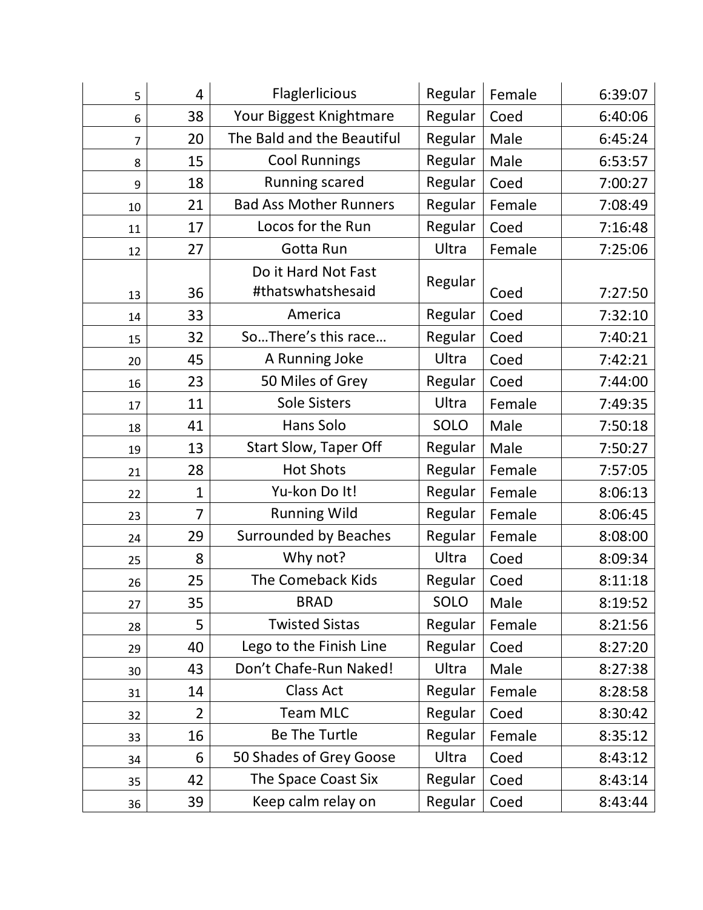| | | | | | |
|---|---|---|---|---|---|
| 5 | 4 | Flaglerlicious | Regular | Female | 6:39:07 |
| 6 | 38 | Your Biggest Knightmare | Regular | Coed | 6:40:06 |
| 7 | 20 | The Bald and the Beautiful | Regular | Male | 6:45:24 |
| 8 | 15 | Cool Runnings | Regular | Male | 6:53:57 |
| 9 | 18 | Running scared | Regular | Coed | 7:00:27 |
| 10 | 21 | Bad Ass Mother Runners | Regular | Female | 7:08:49 |
| 11 | 17 | Locos for the Run | Regular | Coed | 7:16:48 |
| 12 | 27 | Gotta Run | Ultra | Female | 7:25:06 |
| 13 | 36 | Do it Hard Not Fast #thatswhatshesaid | Regular | Coed | 7:27:50 |
| 14 | 33 | America | Regular | Coed | 7:32:10 |
| 15 | 32 | So…There's this race… | Regular | Coed | 7:40:21 |
| 20 | 45 | A Running Joke | Ultra | Coed | 7:42:21 |
| 16 | 23 | 50 Miles of Grey | Regular | Coed | 7:44:00 |
| 17 | 11 | Sole Sisters | Ultra | Female | 7:49:35 |
| 18 | 41 | Hans Solo | SOLO | Male | 7:50:18 |
| 19 | 13 | Start Slow, Taper Off | Regular | Male | 7:50:27 |
| 21 | 28 | Hot Shots | Regular | Female | 7:57:05 |
| 22 | 1 | Yu-kon Do It! | Regular | Female | 8:06:13 |
| 23 | 7 | Running Wild | Regular | Female | 8:06:45 |
| 24 | 29 | Surrounded by Beaches | Regular | Female | 8:08:00 |
| 25 | 8 | Why not? | Ultra | Coed | 8:09:34 |
| 26 | 25 | The Comeback Kids | Regular | Coed | 8:11:18 |
| 27 | 35 | BRAD | SOLO | Male | 8:19:52 |
| 28 | 5 | Twisted Sistas | Regular | Female | 8:21:56 |
| 29 | 40 | Lego to the Finish Line | Regular | Coed | 8:27:20 |
| 30 | 43 | Don't Chafe-Run Naked! | Ultra | Male | 8:27:38 |
| 31 | 14 | Class Act | Regular | Female | 8:28:58 |
| 32 | 2 | Team MLC | Regular | Coed | 8:30:42 |
| 33 | 16 | Be The Turtle | Regular | Female | 8:35:12 |
| 34 | 6 | 50 Shades of Grey Goose | Ultra | Coed | 8:43:12 |
| 35 | 42 | The Space Coast Six | Regular | Coed | 8:43:14 |
| 36 | 39 | Keep calm relay on | Regular | Coed | 8:43:44 |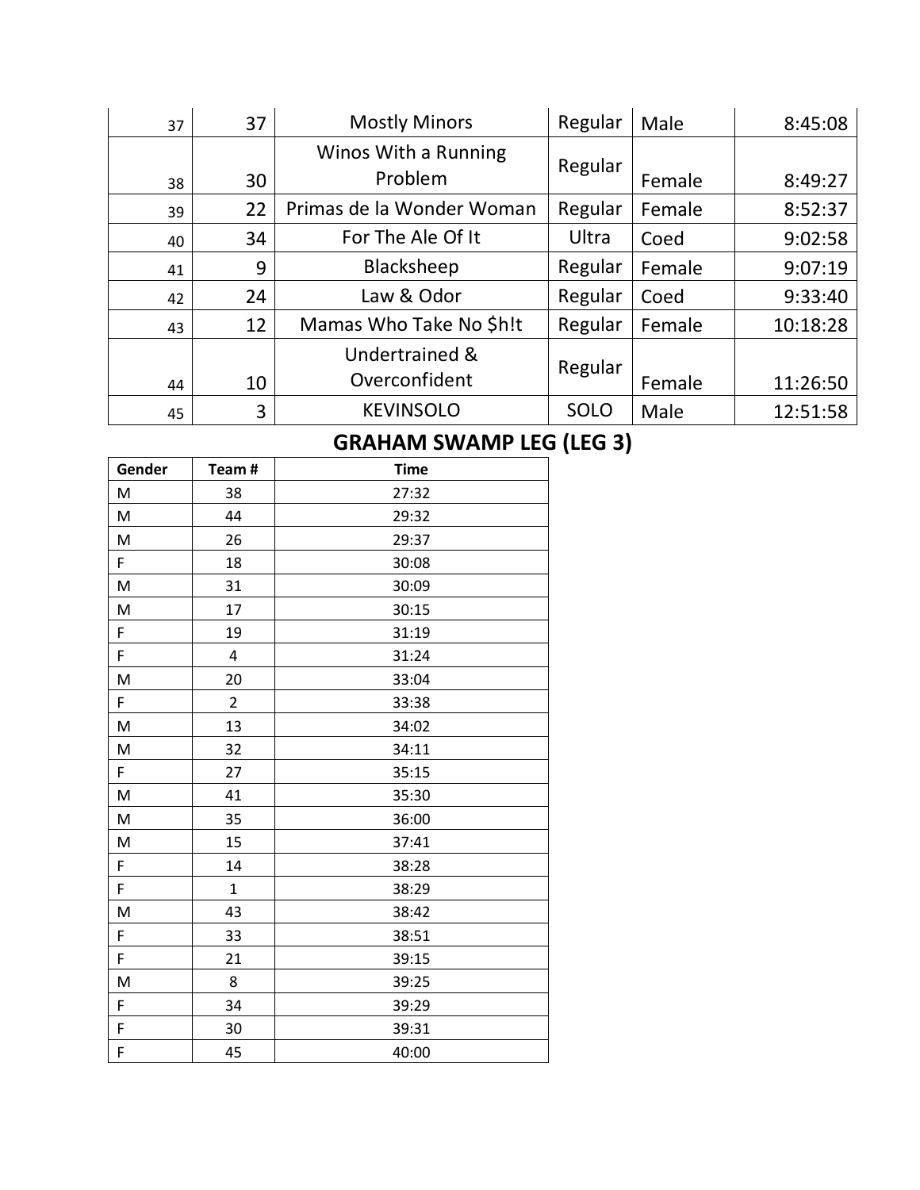| | | | | | |
|---|---|---|---|---|---|
| 37 | 37 | Mostly Minors | Regular | Male | 8:45:08 |
| 38 | 30 | Winos With a Running Problem | Regular | Female | 8:49:27 |
| 39 | 22 | Primas de la Wonder Woman | Regular | Female | 8:52:37 |
| 40 | 34 | For The Ale Of It | Ultra | Coed | 9:02:58 |
| 41 | 9 | Blacksheep | Regular | Female | 9:07:19 |
| 42 | 24 | Law & Odor | Regular | Coed | 9:33:40 |
| 43 | 12 | Mamas Who Take No $h!t | Regular | Female | 10:18:28 |
| 44 | 10 | Undertrained & Overconfident | Regular | Female | 11:26:50 |
| 45 | 3 | KEVINSOLO | SOLO | Male | 12:51:58 |

## GRAHAM SWAMP LEG (LEG 3)

| Gender | Team # | Time |
|---|---|---|
| M | 38 | 27:32 |
| M | 44 | 29:32 |
| M | 26 | 29:37 |
| F | 18 | 30:08 |
| M | 31 | 30:09 |
| M | 17 | 30:15 |
| F | 19 | 31:19 |
| F | 4 | 31:24 |
| M | 20 | 33:04 |
| F | 2 | 33:38 |
| M | 13 | 34:02 |
| M | 32 | 34:11 |
| F | 27 | 35:15 |
| M | 41 | 35:30 |
| M | 35 | 36:00 |
| M | 15 | 37:41 |
| F | 14 | 38:28 |
| F | 1 | 38:29 |
| M | 43 | 38:42 |
| F | 33 | 38:51 |
| F | 21 | 39:15 |
| M | 8 | 39:25 |
| F | 34 | 39:29 |
| F | 30 | 39:31 |
| F | 45 | 40:00 |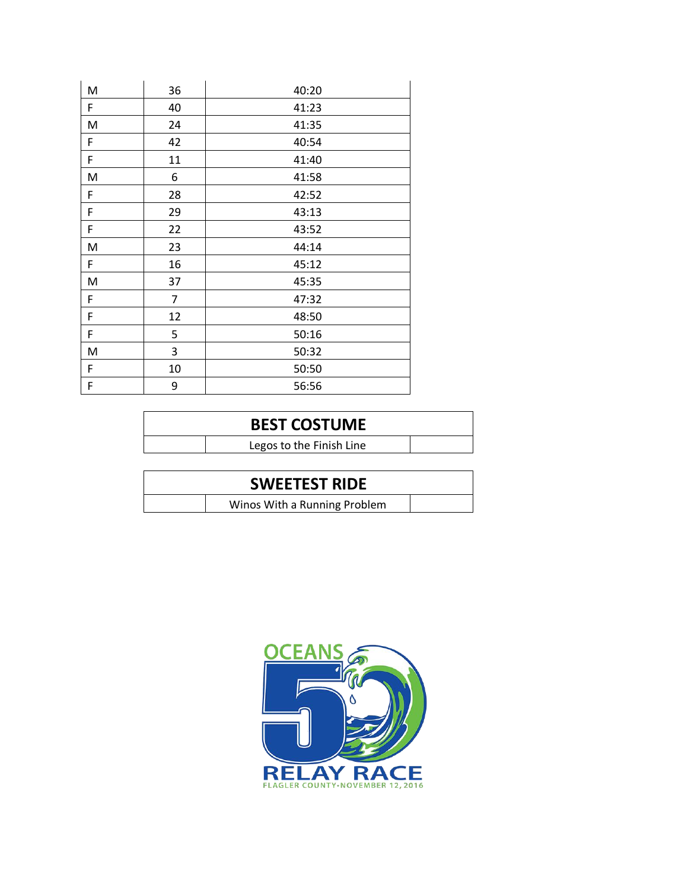| | | |
|---|---|---|
| M | 36 | 40:20 |
| F | 40 | 41:23 |
| M | 24 | 41:35 |
| F | 42 | 40:54 |
| F | 11 | 41:40 |
| M | 6 | 41:58 |
| F | 28 | 42:52 |
| F | 29 | 43:13 |
| F | 22 | 43:52 |
| M | 23 | 44:14 |
| F | 16 | 45:12 |
| M | 37 | 45:35 |
| F | 7 | 47:32 |
| F | 12 | 48:50 |
| F | 5 | 50:16 |
| M | 3 | 50:32 |
| F | 10 | 50:50 |
| F | 9 | 56:56 |

| BEST COSTUME | | |
|---|---|---|
| | Legos to the Finish Line | |

| SWEETEST RIDE | | |
|---|---|---|
| | Winos With a Running Problem | |

OCEANS 50

RELAY RACE

FLAGLER COUNTY • NOVEMBER 12, 2016